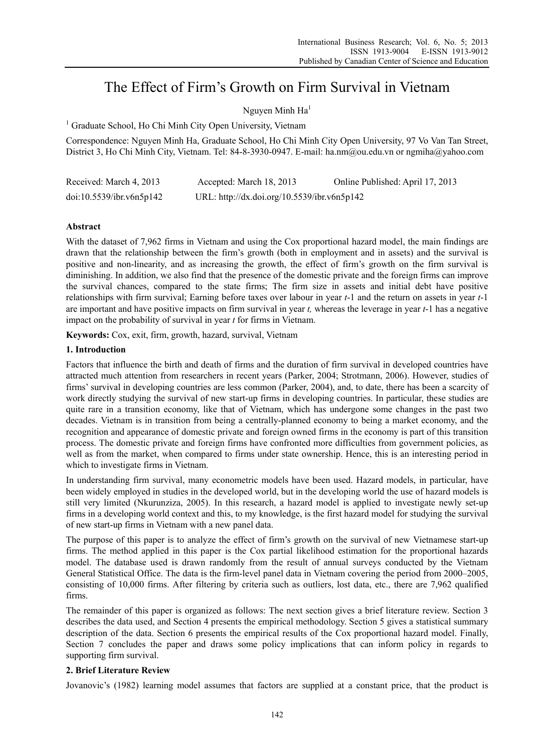# The Effect of Firm's Growth on Firm Survival in Vietnam

Nguyen Minh Ha[1]

[1] Graduate School, Ho Chi Minh City Open University, Vietnam

Correspondence: Nguyen Minh Ha, Graduate School, Ho Chi Minh City Open University, 97 Vo Van Tan Street, District 3, Ho Chi Minh City, Vietnam. Tel: 84-8-3930-0947. E-mail: ha.nm@ou.edu.vn or ngmiha@yahoo.com

Received: March 4, 2013 Accepted: March 18, 2013 Online Published: April 17, 2013

doi:10.5539/ibr.v6n5p142 URL: http://dx.doi.org/10.5539/ibr.v6n5p142

## Abstract

With the dataset of 7,962 firms in Vietnam and using the Cox proportional hazard model, the main findings are drawn that the relationship between the firm's growth (both in employment and in assets) and the survival is positive and non-linearity, and as increasing the growth, the effect of firm's growth on the firm survival is diminishing. In addition, we also find that the presence of the domestic private and the foreign firms can improve the survival chances, compared to the state firms; The firm size in assets and initial debt have positive relationships with firm survival; Earning before taxes over labour in year *t*-1 and the return on assets in year *t*-1 are important and have positive impacts on firm survival in year *t,* whereas the leverage in year *t*-1 has a negative impact on the probability of survival in year *t* for firms in Vietnam.

**Keywords:** Cox, exit, firm, growth, hazard, survival, Vietnam

## 1. Introduction

Factors that influence the birth and death of firms and the duration of firm survival in developed countries have attracted much attention from researchers in recent years (Parker, 2004; Strotmann, 2006). However, studies of firms' survival in developing countries are less common (Parker, 2004), and, to date, there has been a scarcity of work directly studying the survival of new start-up firms in developing countries. In particular, these studies are quite rare in a transition economy, like that of Vietnam, which has undergone some changes in the past two decades. Vietnam is in transition from being a centrally-planned economy to being a market economy, and the recognition and appearance of domestic private and foreign owned firms in the economy is part of this transition process. The domestic private and foreign firms have confronted more difficulties from government policies, as well as from the market, when compared to firms under state ownership. Hence, this is an interesting period in which to investigate firms in Vietnam.

In understanding firm survival, many econometric models have been used. Hazard models, in particular, have been widely employed in studies in the developed world, but in the developing world the use of hazard models is still very limited (Nkurunziza, 2005). In this research, a hazard model is applied to investigate newly set-up firms in a developing world context and this, to my knowledge, is the first hazard model for studying the survival of new start-up firms in Vietnam with a new panel data.

The purpose of this paper is to analyze the effect of firm's growth on the survival of new Vietnamese start-up firms. The method applied in this paper is the Cox partial likelihood estimation for the proportional hazards model. The database used is drawn randomly from the result of annual surveys conducted by the Vietnam General Statistical Office. The data is the firm-level panel data in Vietnam covering the period from 2000–2005, consisting of 10,000 firms. After filtering by criteria such as outliers, lost data, etc., there are 7,962 qualified firms.

The remainder of this paper is organized as follows: The next section gives a brief literature review. Section 3 describes the data used, and Section 4 presents the empirical methodology. Section 5 gives a statistical summary description of the data. Section 6 presents the empirical results of the Cox proportional hazard model. Finally, Section 7 concludes the paper and draws some policy implications that can inform policy in regards to supporting firm survival.

## 2. Brief Literature Review

Jovanovic's (1982) learning model assumes that factors are supplied at a constant price, that the product is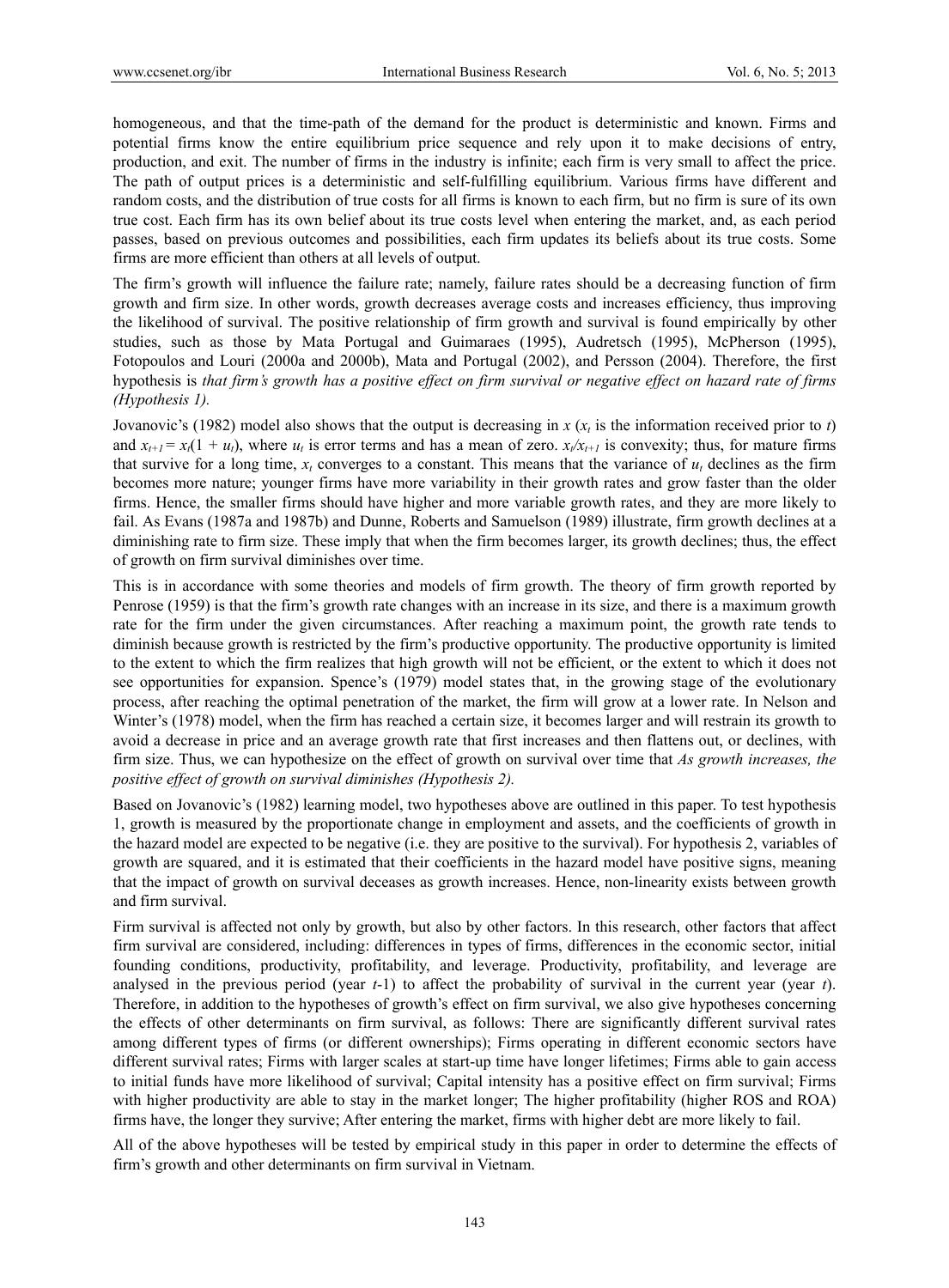homogeneous, and that the time-path of the demand for the product is deterministic and known. Firms and potential firms know the entire equilibrium price sequence and rely upon it to make decisions of entry, production, and exit. The number of firms in the industry is infinite; each firm is very small to affect the price. The path of output prices is a deterministic and self-fulfilling equilibrium. Various firms have different and random costs, and the distribution of true costs for all firms is known to each firm, but no firm is sure of its own true cost. Each firm has its own belief about its true costs level when entering the market, and, as each period passes, based on previous outcomes and possibilities, each firm updates its beliefs about its true costs. Some firms are more efficient than others at all levels of output.

The firm's growth will influence the failure rate; namely, failure rates should be a decreasing function of firm growth and firm size. In other words, growth decreases average costs and increases efficiency, thus improving the likelihood of survival. The positive relationship of firm growth and survival is found empirically by other studies, such as those by Mata Portugal and Guimaraes (1995), Audretsch (1995), McPherson (1995), Fotopoulos and Louri (2000a and 2000b), Mata and Portugal (2002), and Persson (2004). Therefore, the first hypothesis is *that firm's growth has a positive effect on firm survival or negative effect on hazard rate of firms (Hypothesis 1).*

Jovanovic's (1982) model also shows that the output is decreasing in $x$ ($x_t$ is the information received prior to $t$) and $x_{t+1} = x_t(1 + u_t)$, where $u_t$ is error terms and has a mean of zero. $x_t/x_{t+1}$ is convexity; thus, for mature firms that survive for a long time, $x_t$ converges to a constant. This means that the variance of $u_t$ declines as the firm becomes more nature; younger firms have more variability in their growth rates and grow faster than the older firms. Hence, the smaller firms should have higher and more variable growth rates, and they are more likely to fail. As Evans (1987a and 1987b) and Dunne, Roberts and Samuelson (1989) illustrate, firm growth declines at a diminishing rate to firm size. These imply that when the firm becomes larger, its growth declines; thus, the effect of growth on firm survival diminishes over time.

This is in accordance with some theories and models of firm growth. The theory of firm growth reported by Penrose (1959) is that the firm's growth rate changes with an increase in its size, and there is a maximum growth rate for the firm under the given circumstances. After reaching a maximum point, the growth rate tends to diminish because growth is restricted by the firm's productive opportunity. The productive opportunity is limited to the extent to which the firm realizes that high growth will not be efficient, or the extent to which it does not see opportunities for expansion. Spence's (1979) model states that, in the growing stage of the evolutionary process, after reaching the optimal penetration of the market, the firm will grow at a lower rate. In Nelson and Winter's (1978) model, when the firm has reached a certain size, it becomes larger and will restrain its growth to avoid a decrease in price and an average growth rate that first increases and then flattens out, or declines, with firm size. Thus, we can hypothesize on the effect of growth on survival over time that *As growth increases, the positive effect of growth on survival diminishes (Hypothesis 2).*

Based on Jovanovic's (1982) learning model, two hypotheses above are outlined in this paper. To test hypothesis 1, growth is measured by the proportionate change in employment and assets, and the coefficients of growth in the hazard model are expected to be negative (i.e. they are positive to the survival). For hypothesis 2, variables of growth are squared, and it is estimated that their coefficients in the hazard model have positive signs, meaning that the impact of growth on survival deceases as growth increases. Hence, non-linearity exists between growth and firm survival.

Firm survival is affected not only by growth, but also by other factors. In this research, other factors that affect firm survival are considered, including: differences in types of firms, differences in the economic sector, initial founding conditions, productivity, profitability, and leverage. Productivity, profitability, and leverage are analysed in the previous period (year $t$-1) to affect the probability of survival in the current year (year $t$). Therefore, in addition to the hypotheses of growth's effect on firm survival, we also give hypotheses concerning the effects of other determinants on firm survival, as follows: There are significantly different survival rates among different types of firms (or different ownerships); Firms operating in different economic sectors have different survival rates; Firms with larger scales at start-up time have longer lifetimes; Firms able to gain access to initial funds have more likelihood of survival; Capital intensity has a positive effect on firm survival; Firms with higher productivity are able to stay in the market longer; The higher profitability (higher ROS and ROA) firms have, the longer they survive; After entering the market, firms with higher debt are more likely to fail.

All of the above hypotheses will be tested by empirical study in this paper in order to determine the effects of firm's growth and other determinants on firm survival in Vietnam.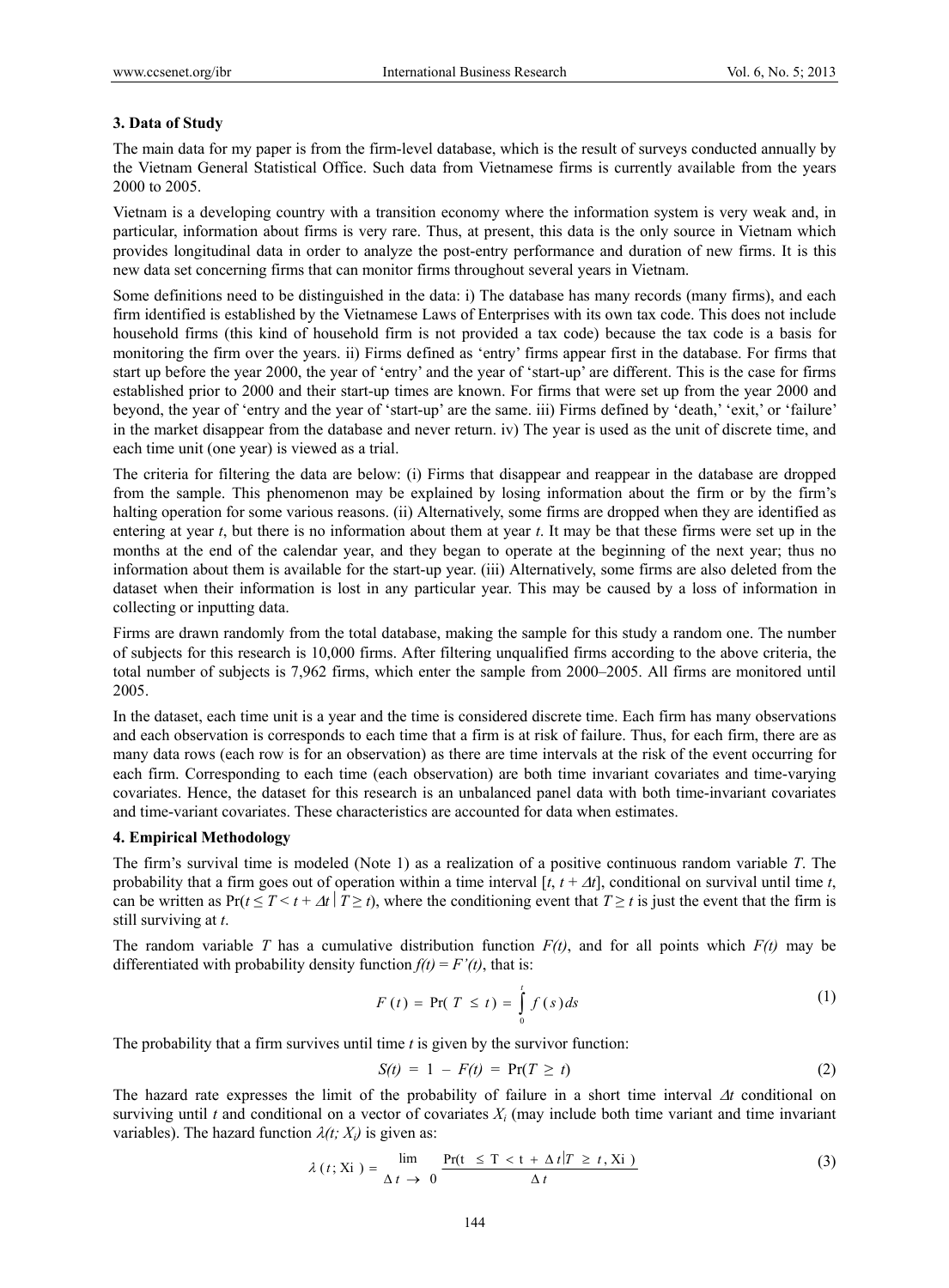### 3. Data of Study

The main data for my paper is from the firm-level database, which is the result of surveys conducted annually by the Vietnam General Statistical Office. Such data from Vietnamese firms is currently available from the years 2000 to 2005.

Vietnam is a developing country with a transition economy where the information system is very weak and, in particular, information about firms is very rare. Thus, at present, this data is the only source in Vietnam which provides longitudinal data in order to analyze the post-entry performance and duration of new firms. It is this new data set concerning firms that can monitor firms throughout several years in Vietnam.

Some definitions need to be distinguished in the data: i) The database has many records (many firms), and each firm identified is established by the Vietnamese Laws of Enterprises with its own tax code. This does not include household firms (this kind of household firm is not provided a tax code) because the tax code is a basis for monitoring the firm over the years. ii) Firms defined as 'entry' firms appear first in the database. For firms that start up before the year 2000, the year of 'entry' and the year of 'start-up' are different. This is the case for firms established prior to 2000 and their start-up times are known. For firms that were set up from the year 2000 and beyond, the year of 'entry and the year of 'start-up' are the same. iii) Firms defined by 'death,' 'exit,' or 'failure' in the market disappear from the database and never return. iv) The year is used as the unit of discrete time, and each time unit (one year) is viewed as a trial.

The criteria for filtering the data are below: (i) Firms that disappear and reappear in the database are dropped from the sample. This phenomenon may be explained by losing information about the firm or by the firm's halting operation for some various reasons. (ii) Alternatively, some firms are dropped when they are identified as entering at year *t*, but there is no information about them at year *t*. It may be that these firms were set up in the months at the end of the calendar year, and they began to operate at the beginning of the next year; thus no information about them is available for the start-up year. (iii) Alternatively, some firms are also deleted from the dataset when their information is lost in any particular year. This may be caused by a loss of information in collecting or inputting data.

Firms are drawn randomly from the total database, making the sample for this study a random one. The number of subjects for this research is 10,000 firms. After filtering unqualified firms according to the above criteria, the total number of subjects is 7,962 firms, which enter the sample from 2000–2005. All firms are monitored until 2005.

In the dataset, each time unit is a year and the time is considered discrete time. Each firm has many observations and each observation is corresponds to each time that a firm is at risk of failure. Thus, for each firm, there are as many data rows (each row is for an observation) as there are time intervals at the risk of the event occurring for each firm. Corresponding to each time (each observation) are both time invariant covariates and time-varying covariates. Hence, the dataset for this research is an unbalanced panel data with both time-invariant covariates and time-variant covariates. These characteristics are accounted for data when estimates.

### 4. Empirical Methodology

The firm's survival time is modeled (Note 1) as a realization of a positive continuous random variable $T$. The probability that a firm goes out of operation within a time interval $[t, t + \Delta t]$, conditional on survival until time $t$, can be written as $\Pr(t \leq T < t + \Delta t \mid T \geq t)$, where the conditioning event that $T \geq t$ is just the event that the firm is still surviving at $t$.

The random variable $T$ has a cumulative distribution function $F(t)$, and for all points which $F(t)$ may be differentiated with probability density function $f(t) = F'(t)$, that is:

$$F(t) = \Pr(T \leq t) = \int_0^t f(s)\,ds \tag{1}$$

The probability that a firm survives until time $t$ is given by the survivor function:

$$S(t) = 1 - F(t) = \Pr(T \geq t) \tag{2}$$

The hazard rate expresses the limit of the probability of failure in a short time interval $\Delta t$ conditional on surviving until $t$ and conditional on a vector of covariates $X_i$ (may include both time variant and time invariant variables). The hazard function $\lambda(t; X_i)$ is given as:

$$\lambda(t; \mathrm{Xi}) = \lim_{\Delta t \to 0} \frac{\Pr(t \leq T < t + \Delta t \mid T \geq t, \mathrm{Xi})}{\Delta t} \tag{3}$$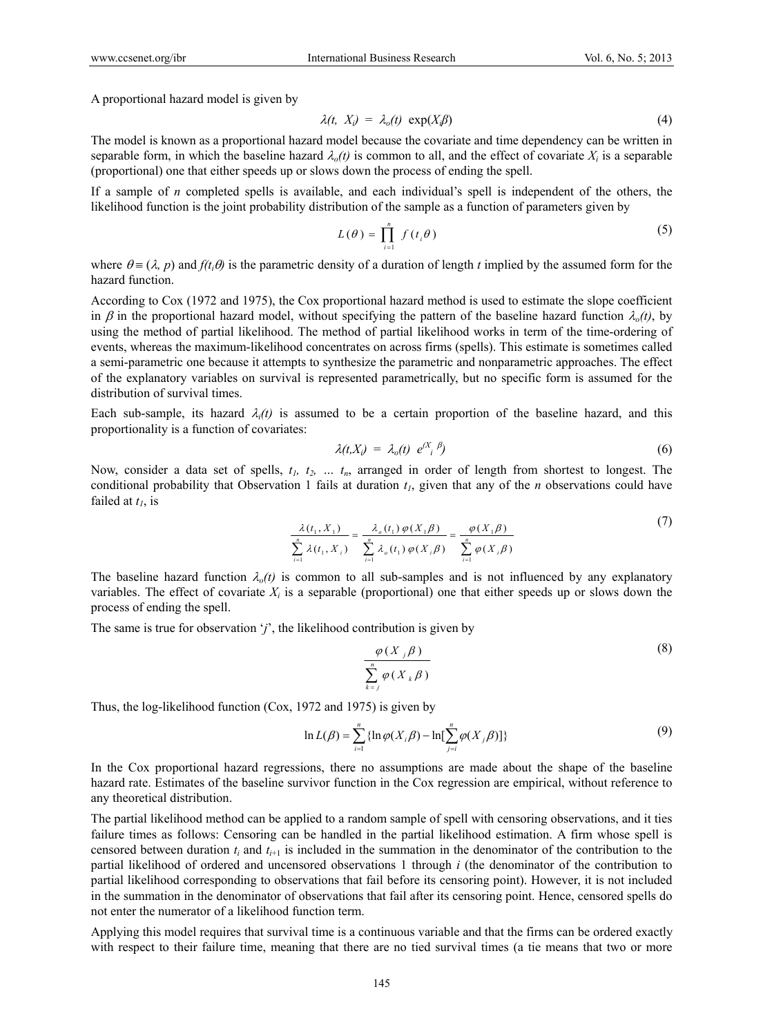A proportional hazard model is given by

$$\lambda(t,\ X_i)\ =\ \lambda_o(t)\ \exp(X_i\beta) \tag{4}$$

The model is known as a proportional hazard model because the covariate and time dependency can be written in separable form, in which the baseline hazard $\lambda_o(t)$ is common to all, and the effect of covariate $X_i$ is a separable (proportional) one that either speeds up or slows down the process of ending the spell.

If a sample of *n* completed spells is available, and each individual's spell is independent of the others, the likelihood function is the joint probability distribution of the sample as a function of parameters given by

$$L(\theta) = \prod_{i=1}^{n} f(t_i \theta) \tag{5}$$

where $\theta \equiv (\lambda, p)$ and $f(t_i\theta)$ is the parametric density of a duration of length *t* implied by the assumed form for the hazard function.

According to Cox (1972 and 1975), the Cox proportional hazard method is used to estimate the slope coefficient in $\beta$ in the proportional hazard model, without specifying the pattern of the baseline hazard function $\lambda_o(t)$, by using the method of partial likelihood. The method of partial likelihood works in term of the time-ordering of events, whereas the maximum-likelihood concentrates on across firms (spells). This estimate is sometimes called a semi-parametric one because it attempts to synthesize the parametric and nonparametric approaches. The effect of the explanatory variables on survival is represented parametrically, but no specific form is assumed for the distribution of survival times.

Each sub-sample, its hazard $\lambda_i(t)$ is assumed to be a certain proportion of the baseline hazard, and this proportionality is a function of covariates:

$$\lambda(t,X_i)\ =\ \lambda_o(t)\ e^{(X_i\ \beta)} \tag{6}$$

Now, consider a data set of spells, $t_1$, $t_2$, ... $t_n$, arranged in order of length from shortest to longest. The conditional probability that Observation 1 fails at duration $t_1$, given that any of the *n* observations could have failed at $t_1$, is

$$\frac{\lambda(t_1, X_1)}{\sum_{i=1}^{n} \lambda(t_1, X_i)} = \frac{\lambda_o(t_1)\,\varphi(X_1\beta)}{\sum_{i=1}^{n} \lambda_o(t_1)\,\varphi(X_i\beta)} = \frac{\varphi(X_1\beta)}{\sum_{i=1}^{n} \varphi(X_i\beta)} \tag{7}$$

The baseline hazard function $\lambda_o(t)$ is common to all sub-samples and is not influenced by any explanatory variables. The effect of covariate $X_i$ is a separable (proportional) one that either speeds up or slows down the process of ending the spell.

The same is true for observation '*j*', the likelihood contribution is given by

$$\frac{\varphi(X_j\beta)}{\sum_{k=j}^{n} \varphi(X_k\beta)} \tag{8}$$

Thus, the log-likelihood function (Cox, 1972 and 1975) is given by

$$\ln L(\beta) = \sum_{i=1}^{n} \{\ln \varphi(X_i\beta) - \ln[\sum_{j=i}^{n} \varphi(X_j\beta)]\} \tag{9}$$

In the Cox proportional hazard regressions, there no assumptions are made about the shape of the baseline hazard rate. Estimates of the baseline survivor function in the Cox regression are empirical, without reference to any theoretical distribution.

The partial likelihood method can be applied to a random sample of spell with censoring observations, and it ties failure times as follows: Censoring can be handled in the partial likelihood estimation. A firm whose spell is censored between duration $t_i$ and $t_{i+1}$ is included in the summation in the denominator of the contribution to the partial likelihood of ordered and uncensored observations 1 through *i* (the denominator of the contribution to partial likelihood corresponding to observations that fail before its censoring point). However, it is not included in the summation in the denominator of observations that fail after its censoring point. Hence, censored spells do not enter the numerator of a likelihood function term.

Applying this model requires that survival time is a continuous variable and that the firms can be ordered exactly with respect to their failure time, meaning that there are no tied survival times (a tie means that two or more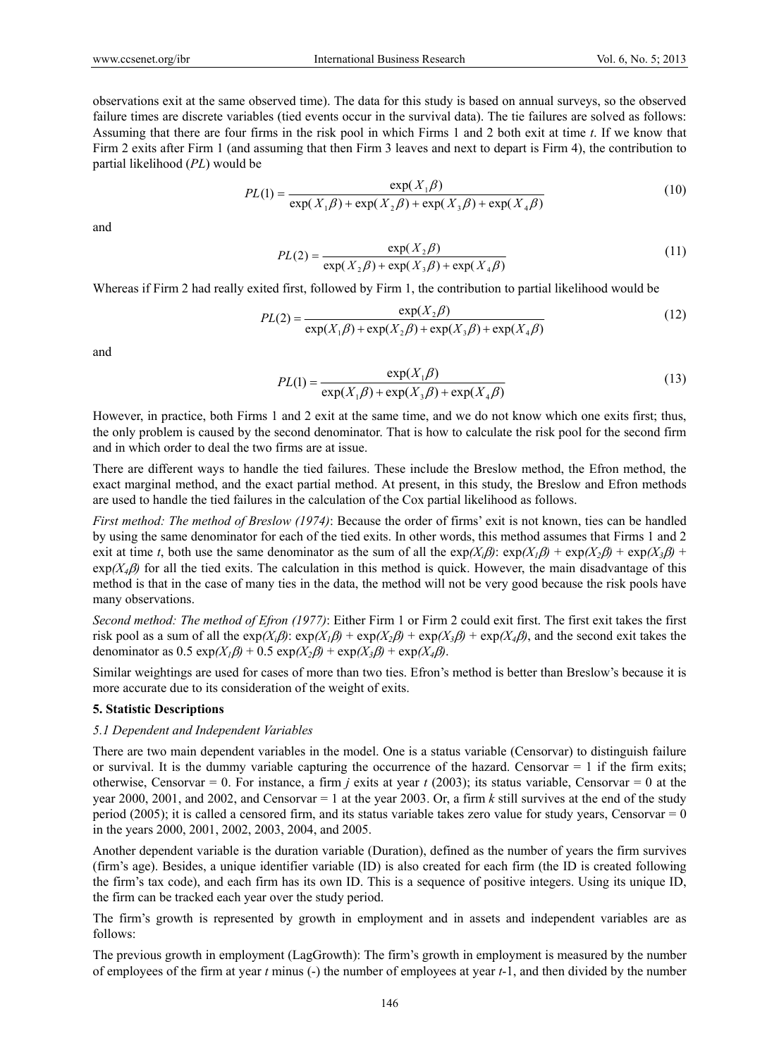observations exit at the same observed time). The data for this study is based on annual surveys, so the observed failure times are discrete variables (tied events occur in the survival data). The tie failures are solved as follows: Assuming that there are four firms in the risk pool in which Firms 1 and 2 both exit at time *t*. If we know that Firm 2 exits after Firm 1 (and assuming that then Firm 3 leaves and next to depart is Firm 4), the contribution to partial likelihood (*PL*) would be

$$PL(1) = \frac{\exp(X_1\beta)}{\exp(X_1\beta) + \exp(X_2\beta) + \exp(X_3\beta) + \exp(X_4\beta)} \tag{10}$$

and

$$PL(2) = \frac{\exp(X_2\beta)}{\exp(X_2\beta) + \exp(X_3\beta) + \exp(X_4\beta)} \tag{11}$$

Whereas if Firm 2 had really exited first, followed by Firm 1, the contribution to partial likelihood would be

$$PL(2) = \frac{\exp(X_2\beta)}{\exp(X_1\beta) + \exp(X_2\beta) + \exp(X_3\beta) + \exp(X_4\beta)} \tag{12}$$

and

$$PL(1) = \frac{\exp(X_1\beta)}{\exp(X_1\beta) + \exp(X_3\beta) + \exp(X_4\beta)} \tag{13}$$

However, in practice, both Firms 1 and 2 exit at the same time, and we do not know which one exits first; thus, the only problem is caused by the second denominator. That is how to calculate the risk pool for the second firm and in which order to deal the two firms are at issue.

There are different ways to handle the tied failures. These include the Breslow method, the Efron method, the exact marginal method, and the exact partial method. At present, in this study, the Breslow and Efron methods are used to handle the tied failures in the calculation of the Cox partial likelihood as follows.

*First method: The method of Breslow (1974)*: Because the order of firms' exit is not known, ties can be handled by using the same denominator for each of the tied exits. In other words, this method assumes that Firms 1 and 2 exit at time *t*, both use the same denominator as the sum of all the $\exp(X_i\beta)$: $\exp(X_1\beta) + \exp(X_2\beta) + \exp(X_3\beta) + \exp(X_4\beta)$ for all the tied exits. The calculation in this method is quick. However, the main disadvantage of this method is that in the case of many ties in the data, the method will not be very good because the risk pools have many observations.

*Second method: The method of Efron (1977)*: Either Firm 1 or Firm 2 could exit first. The first exit takes the first risk pool as a sum of all the $\exp(X_i\beta)$: $\exp(X_1\beta) + \exp(X_2\beta) + \exp(X_3\beta) + \exp(X_4\beta)$, and the second exit takes the denominator as $0.5\exp(X_1\beta) + 0.5\exp(X_2\beta) + \exp(X_3\beta) + \exp(X_4\beta)$.

Similar weightings are used for cases of more than two ties. Efron's method is better than Breslow's because it is more accurate due to its consideration of the weight of exits.

## 5. Statistic Descriptions

### 5.1 Dependent and Independent Variables

There are two main dependent variables in the model. One is a status variable (Censorvar) to distinguish failure or survival. It is the dummy variable capturing the occurrence of the hazard. Censorvar = 1 if the firm exits; otherwise, Censorvar = 0. For instance, a firm *j* exits at year *t* (2003); its status variable, Censorvar = 0 at the year 2000, 2001, and 2002, and Censorvar = 1 at the year 2003. Or, a firm *k* still survives at the end of the study period (2005); it is called a censored firm, and its status variable takes zero value for study years, Censorvar = 0 in the years 2000, 2001, 2002, 2003, 2004, and 2005.

Another dependent variable is the duration variable (Duration), defined as the number of years the firm survives (firm's age). Besides, a unique identifier variable (ID) is also created for each firm (the ID is created following the firm's tax code), and each firm has its own ID. This is a sequence of positive integers. Using its unique ID, the firm can be tracked each year over the study period.

The firm's growth is represented by growth in employment and in assets and independent variables are as follows:

The previous growth in employment (LagGrowth): The firm's growth in employment is measured by the number of employees of the firm at year *t* minus (-) the number of employees at year *t*-1, and then divided by the number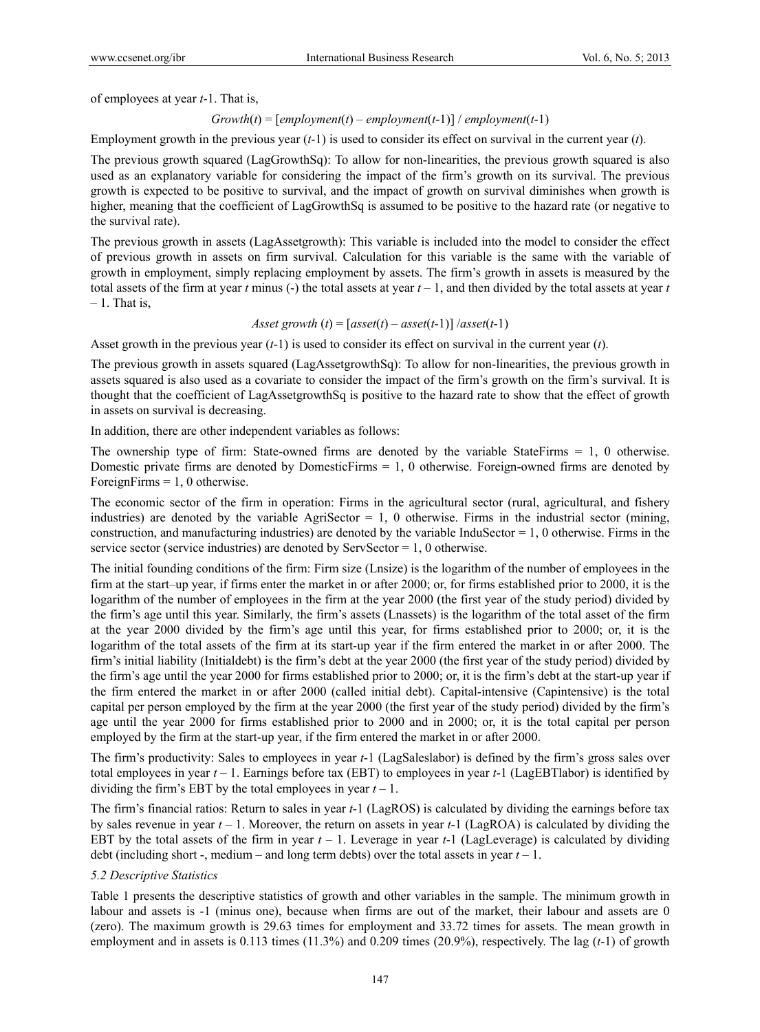of employees at year *t*-1. That is,

$$Growth(t) = [employment(t) - employment(t\text{-}1)] \,/\, employment(t\text{-}1)$$

Employment growth in the previous year (*t*-1) is used to consider its effect on survival in the current year (*t*).

The previous growth squared (LagGrowthSq): To allow for non-linearities, the previous growth squared is also used as an explanatory variable for considering the impact of the firm's growth on its survival. The previous growth is expected to be positive to survival, and the impact of growth on survival diminishes when growth is higher, meaning that the coefficient of LagGrowthSq is assumed to be positive to the hazard rate (or negative to the survival rate).

The previous growth in assets (LagAssetgrowth): This variable is included into the model to consider the effect of previous growth in assets on firm survival. Calculation for this variable is the same with the variable of growth in employment, simply replacing employment by assets. The firm's growth in assets is measured by the total assets of the firm at year *t* minus (-) the total assets at year *t* – 1, and then divided by the total assets at year *t* – 1. That is,

$$Asset\ growth\ (t) = [asset(t) - asset(t\text{-}1)] \,/ asset(t\text{-}1)$$

Asset growth in the previous year (*t*-1) is used to consider its effect on survival in the current year (*t*).

The previous growth in assets squared (LagAssetgrowthSq): To allow for non-linearities, the previous growth in assets squared is also used as a covariate to consider the impact of the firm's growth on the firm's survival. It is thought that the coefficient of LagAssetgrowthSq is positive to the hazard rate to show that the effect of growth in assets on survival is decreasing.

In addition, there are other independent variables as follows:

The ownership type of firm: State-owned firms are denoted by the variable StateFirms = 1, 0 otherwise. Domestic private firms are denoted by DomesticFirms = 1, 0 otherwise. Foreign-owned firms are denoted by ForeignFirms = 1, 0 otherwise.

The economic sector of the firm in operation: Firms in the agricultural sector (rural, agricultural, and fishery industries) are denoted by the variable AgriSector = 1, 0 otherwise. Firms in the industrial sector (mining, construction, and manufacturing industries) are denoted by the variable InduSector = 1, 0 otherwise. Firms in the service sector (service industries) are denoted by ServSector = 1, 0 otherwise.

The initial founding conditions of the firm: Firm size (Lnsize) is the logarithm of the number of employees in the firm at the start–up year, if firms enter the market in or after 2000; or, for firms established prior to 2000, it is the logarithm of the number of employees in the firm at the year 2000 (the first year of the study period) divided by the firm's age until this year. Similarly, the firm's assets (Lnassets) is the logarithm of the total asset of the firm at the year 2000 divided by the firm's age until this year, for firms established prior to 2000; or, it is the logarithm of the total assets of the firm at its start-up year if the firm entered the market in or after 2000. The firm's initial liability (Initialdebt) is the firm's debt at the year 2000 (the first year of the study period) divided by the firm's age until the year 2000 for firms established prior to 2000; or, it is the firm's debt at the start-up year if the firm entered the market in or after 2000 (called initial debt). Capital-intensive (Capintensive) is the total capital per person employed by the firm at the year 2000 (the first year of the study period) divided by the firm's age until the year 2000 for firms established prior to 2000 and in 2000; or, it is the total capital per person employed by the firm at the start-up year, if the firm entered the market in or after 2000.

The firm's productivity: Sales to employees in year *t*-1 (LagSaleslabor) is defined by the firm's gross sales over total employees in year *t* – 1. Earnings before tax (EBT) to employees in year *t*-1 (LagEBTlabor) is identified by dividing the firm's EBT by the total employees in year *t* – 1.

The firm's financial ratios: Return to sales in year *t*-1 (LagROS) is calculated by dividing the earnings before tax by sales revenue in year *t* – 1. Moreover, the return on assets in year *t*-1 (LagROA) is calculated by dividing the EBT by the total assets of the firm in year *t* – 1. Leverage in year *t*-1 (LagLeverage) is calculated by dividing debt (including short -, medium – and long term debts) over the total assets in year *t* – 1.

### 5.2 Descriptive Statistics

Table 1 presents the descriptive statistics of growth and other variables in the sample. The minimum growth in labour and assets is -1 (minus one), because when firms are out of the market, their labour and assets are 0 (zero). The maximum growth is 29.63 times for employment and 33.72 times for assets. The mean growth in employment and in assets is 0.113 times (11.3%) and 0.209 times (20.9%), respectively. The lag (*t*-1) of growth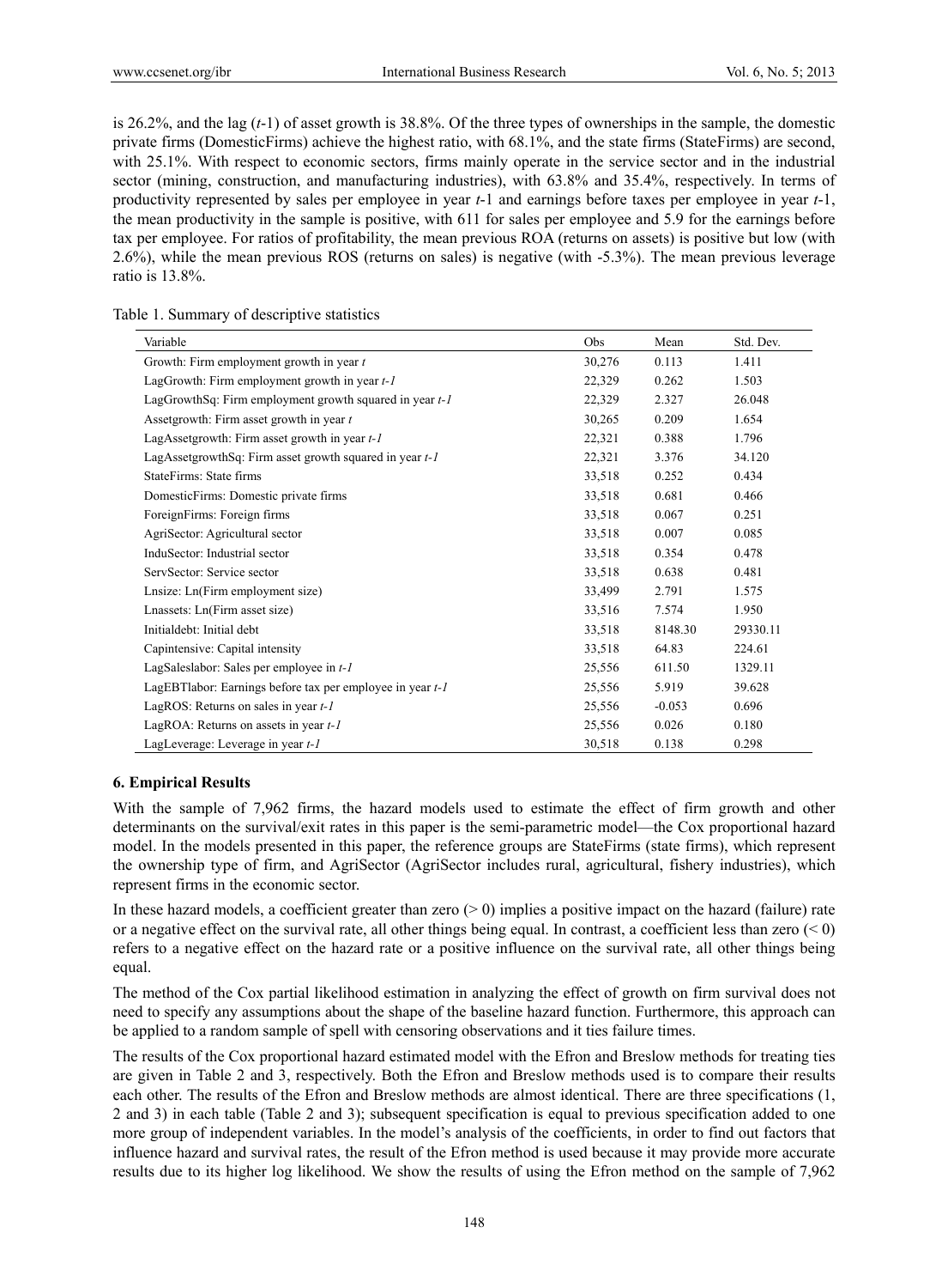is 26.2%, and the lag ($t$-1) of asset growth is 38.8%. Of the three types of ownerships in the sample, the domestic private firms (DomesticFirms) achieve the highest ratio, with 68.1%, and the state firms (StateFirms) are second, with 25.1%. With respect to economic sectors, firms mainly operate in the service sector and in the industrial sector (mining, construction, and manufacturing industries), with 63.8% and 35.4%, respectively. In terms of productivity represented by sales per employee in year $t$-1 and earnings before taxes per employee in year $t$-1, the mean productivity in the sample is positive, with 611 for sales per employee and 5.9 for the earnings before tax per employee. For ratios of profitability, the mean previous ROA (returns on assets) is positive but low (with 2.6%), while the mean previous ROS (returns on sales) is negative (with -5.3%). The mean previous leverage ratio is 13.8%.

Table 1. Summary of descriptive statistics

| Variable | Obs | Mean | Std. Dev. |
|---|---|---|---|
| Growth: Firm employment growth in year *t* | 30,276 | 0.113 | 1.411 |
| LagGrowth: Firm employment growth in year *t-1* | 22,329 | 0.262 | 1.503 |
| LagGrowthSq: Firm employment growth squared in year *t-1* | 22,329 | 2.327 | 26.048 |
| Assetgrowth: Firm asset growth in year *t* | 30,265 | 0.209 | 1.654 |
| LagAssetgrowth: Firm asset growth in year *t-1* | 22,321 | 0.388 | 1.796 |
| LagAssetgrowthSq: Firm asset growth squared in year *t-1* | 22,321 | 3.376 | 34.120 |
| StateFirms: State firms | 33,518 | 0.252 | 0.434 |
| DomesticFirms: Domestic private firms | 33,518 | 0.681 | 0.466 |
| ForeignFirms: Foreign firms | 33,518 | 0.067 | 0.251 |
| AgriSector: Agricultural sector | 33,518 | 0.007 | 0.085 |
| InduSector: Industrial sector | 33,518 | 0.354 | 0.478 |
| ServSector: Service sector | 33,518 | 0.638 | 0.481 |
| Lnsize: Ln(Firm employment size) | 33,499 | 2.791 | 1.575 |
| Lnassets: Ln(Firm asset size) | 33,516 | 7.574 | 1.950 |
| Initialdebt: Initial debt | 33,518 | 8148.30 | 29330.11 |
| Capintensive: Capital intensity | 33,518 | 64.83 | 224.61 |
| LagSaleslabor: Sales per employee in *t-1* | 25,556 | 611.50 | 1329.11 |
| LagEBTlabor: Earnings before tax per employee in year *t-1* | 25,556 | 5.919 | 39.628 |
| LagROS: Returns on sales in year *t-1* | 25,556 | -0.053 | 0.696 |
| LagROA: Returns on assets in year *t-1* | 25,556 | 0.026 | 0.180 |
| LagLeverage: Leverage in year *t-1* | 30,518 | 0.138 | 0.298 |

### 6. Empirical Results

With the sample of 7,962 firms, the hazard models used to estimate the effect of firm growth and other determinants on the survival/exit rates in this paper is the semi-parametric model—the Cox proportional hazard model. In the models presented in this paper, the reference groups are StateFirms (state firms), which represent the ownership type of firm, and AgriSector (AgriSector includes rural, agricultural, fishery industries), which represent firms in the economic sector.

In these hazard models, a coefficient greater than zero (> 0) implies a positive impact on the hazard (failure) rate or a negative effect on the survival rate, all other things being equal. In contrast, a coefficient less than zero (< 0) refers to a negative effect on the hazard rate or a positive influence on the survival rate, all other things being equal.

The method of the Cox partial likelihood estimation in analyzing the effect of growth on firm survival does not need to specify any assumptions about the shape of the baseline hazard function. Furthermore, this approach can be applied to a random sample of spell with censoring observations and it ties failure times.

The results of the Cox proportional hazard estimated model with the Efron and Breslow methods for treating ties are given in Table 2 and 3, respectively. Both the Efron and Breslow methods used is to compare their results each other. The results of the Efron and Breslow methods are almost identical. There are three specifications (1, 2 and 3) in each table (Table 2 and 3); subsequent specification is equal to previous specification added to one more group of independent variables. In the model's analysis of the coefficients, in order to find out factors that influence hazard and survival rates, the result of the Efron method is used because it may provide more accurate results due to its higher log likelihood. We show the results of using the Efron method on the sample of 7,962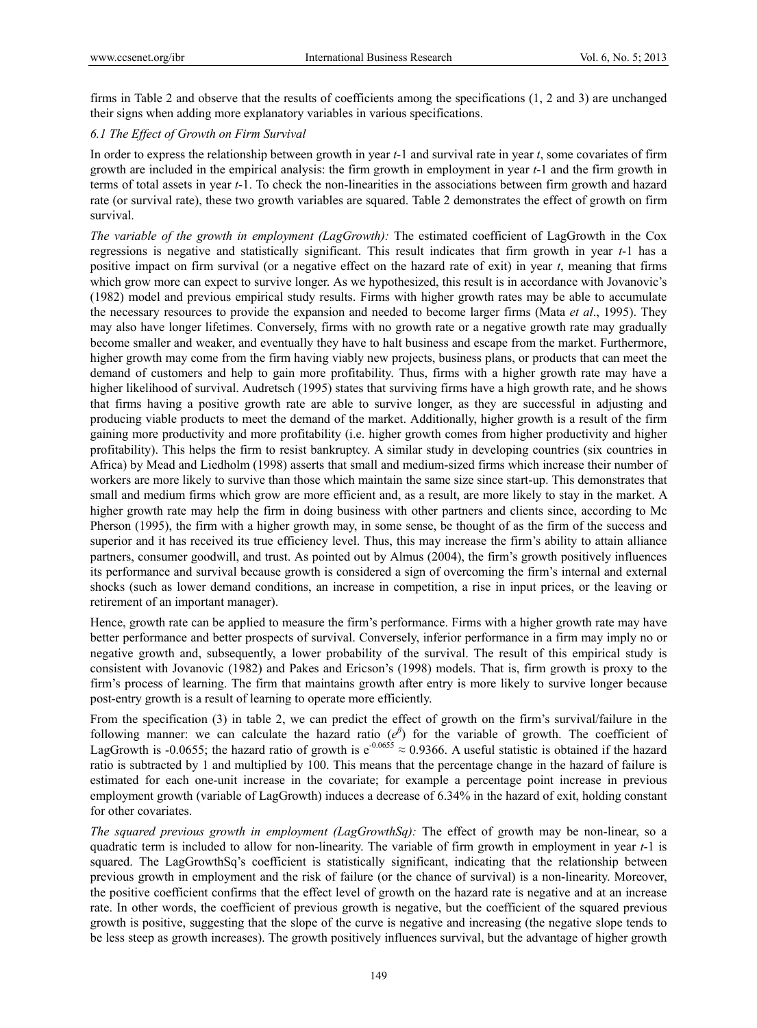firms in Table 2 and observe that the results of coefficients among the specifications (1, 2 and 3) are unchanged their signs when adding more explanatory variables in various specifications.

### *6.1 The Effect of Growth on Firm Survival*

In order to express the relationship between growth in year *t*-1 and survival rate in year *t*, some covariates of firm growth are included in the empirical analysis: the firm growth in employment in year *t*-1 and the firm growth in terms of total assets in year *t*-1. To check the non-linearities in the associations between firm growth and hazard rate (or survival rate), these two growth variables are squared. Table 2 demonstrates the effect of growth on firm survival.

*The variable of the growth in employment (LagGrowth):* The estimated coefficient of LagGrowth in the Cox regressions is negative and statistically significant. This result indicates that firm growth in year *t*-1 has a positive impact on firm survival (or a negative effect on the hazard rate of exit) in year *t*, meaning that firms which grow more can expect to survive longer. As we hypothesized, this result is in accordance with Jovanovic's (1982) model and previous empirical study results. Firms with higher growth rates may be able to accumulate the necessary resources to provide the expansion and needed to become larger firms (Mata *et al*., 1995). They may also have longer lifetimes. Conversely, firms with no growth rate or a negative growth rate may gradually become smaller and weaker, and eventually they have to halt business and escape from the market. Furthermore, higher growth may come from the firm having viably new projects, business plans, or products that can meet the demand of customers and help to gain more profitability. Thus, firms with a higher growth rate may have a higher likelihood of survival. Audretsch (1995) states that surviving firms have a high growth rate, and he shows that firms having a positive growth rate are able to survive longer, as they are successful in adjusting and producing viable products to meet the demand of the market. Additionally, higher growth is a result of the firm gaining more productivity and more profitability (i.e. higher growth comes from higher productivity and higher profitability). This helps the firm to resist bankruptcy. A similar study in developing countries (six countries in Africa) by Mead and Liedholm (1998) asserts that small and medium-sized firms which increase their number of workers are more likely to survive than those which maintain the same size since start-up. This demonstrates that small and medium firms which grow are more efficient and, as a result, are more likely to stay in the market. A higher growth rate may help the firm in doing business with other partners and clients since, according to Mc Pherson (1995), the firm with a higher growth may, in some sense, be thought of as the firm of the success and superior and it has received its true efficiency level. Thus, this may increase the firm's ability to attain alliance partners, consumer goodwill, and trust. As pointed out by Almus (2004), the firm's growth positively influences its performance and survival because growth is considered a sign of overcoming the firm's internal and external shocks (such as lower demand conditions, an increase in competition, a rise in input prices, or the leaving or retirement of an important manager).

Hence, growth rate can be applied to measure the firm's performance. Firms with a higher growth rate may have better performance and better prospects of survival. Conversely, inferior performance in a firm may imply no or negative growth and, subsequently, a lower probability of the survival. The result of this empirical study is consistent with Jovanovic (1982) and Pakes and Ericson's (1998) models. That is, firm growth is proxy to the firm's process of learning. The firm that maintains growth after entry is more likely to survive longer because post-entry growth is a result of learning to operate more efficiently.

From the specification (3) in table 2, we can predict the effect of growth on the firm's survival/failure in the following manner: we can calculate the hazard ratio ($e^{\beta}$) for the variable of growth. The coefficient of LagGrowth is -0.0655; the hazard ratio of growth is $e^{-0.0655} \approx 0.9366$. A useful statistic is obtained if the hazard ratio is subtracted by 1 and multiplied by 100. This means that the percentage change in the hazard of failure is estimated for each one-unit increase in the covariate; for example a percentage point increase in previous employment growth (variable of LagGrowth) induces a decrease of 6.34% in the hazard of exit, holding constant for other covariates.

*The squared previous growth in employment (LagGrowthSq):* The effect of growth may be non-linear, so a quadratic term is included to allow for non-linearity. The variable of firm growth in employment in year *t*-1 is squared. The LagGrowthSq's coefficient is statistically significant, indicating that the relationship between previous growth in employment and the risk of failure (or the chance of survival) is a non-linearity. Moreover, the positive coefficient confirms that the effect level of growth on the hazard rate is negative and at an increase rate. In other words, the coefficient of previous growth is negative, but the coefficient of the squared previous growth is positive, suggesting that the slope of the curve is negative and increasing (the negative slope tends to be less steep as growth increases). The growth positively influences survival, but the advantage of higher growth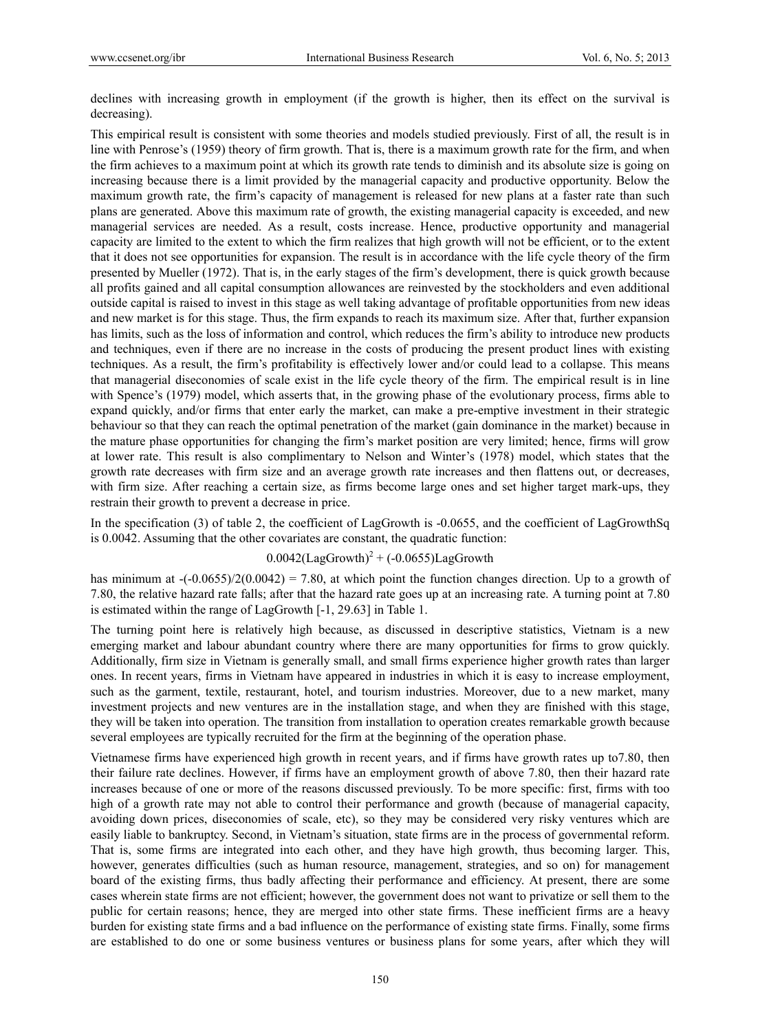declines with increasing growth in employment (if the growth is higher, then its effect on the survival is decreasing).

This empirical result is consistent with some theories and models studied previously. First of all, the result is in line with Penrose's (1959) theory of firm growth. That is, there is a maximum growth rate for the firm, and when the firm achieves to a maximum point at which its growth rate tends to diminish and its absolute size is going on increasing because there is a limit provided by the managerial capacity and productive opportunity. Below the maximum growth rate, the firm's capacity of management is released for new plans at a faster rate than such plans are generated. Above this maximum rate of growth, the existing managerial capacity is exceeded, and new managerial services are needed. As a result, costs increase. Hence, productive opportunity and managerial capacity are limited to the extent to which the firm realizes that high growth will not be efficient, or to the extent that it does not see opportunities for expansion. The result is in accordance with the life cycle theory of the firm presented by Mueller (1972). That is, in the early stages of the firm's development, there is quick growth because all profits gained and all capital consumption allowances are reinvested by the stockholders and even additional outside capital is raised to invest in this stage as well taking advantage of profitable opportunities from new ideas and new market is for this stage. Thus, the firm expands to reach its maximum size. After that, further expansion has limits, such as the loss of information and control, which reduces the firm's ability to introduce new products and techniques, even if there are no increase in the costs of producing the present product lines with existing techniques. As a result, the firm's profitability is effectively lower and/or could lead to a collapse. This means that managerial diseconomies of scale exist in the life cycle theory of the firm. The empirical result is in line with Spence's (1979) model, which asserts that, in the growing phase of the evolutionary process, firms able to expand quickly, and/or firms that enter early the market, can make a pre-emptive investment in their strategic behaviour so that they can reach the optimal penetration of the market (gain dominance in the market) because in the mature phase opportunities for changing the firm's market position are very limited; hence, firms will grow at lower rate. This result is also complimentary to Nelson and Winter's (1978) model, which states that the growth rate decreases with firm size and an average growth rate increases and then flattens out, or decreases, with firm size. After reaching a certain size, as firms become large ones and set higher target mark-ups, they restrain their growth to prevent a decrease in price.

In the specification (3) of table 2, the coefficient of LagGrowth is -0.0655, and the coefficient of LagGrowthSq is 0.0042. Assuming that the other covariates are constant, the quadratic function:

$$0.0042(\text{LagGrowth})^2 + (-0.0655)\text{LagGrowth}$$

has minimum at $-(-0.0655)/2(0.0042) = 7.80$, at which point the function changes direction. Up to a growth of 7.80, the relative hazard rate falls; after that the hazard rate goes up at an increasing rate. A turning point at 7.80 is estimated within the range of LagGrowth [-1, 29.63] in Table 1.

The turning point here is relatively high because, as discussed in descriptive statistics, Vietnam is a new emerging market and labour abundant country where there are many opportunities for firms to grow quickly. Additionally, firm size in Vietnam is generally small, and small firms experience higher growth rates than larger ones. In recent years, firms in Vietnam have appeared in industries in which it is easy to increase employment, such as the garment, textile, restaurant, hotel, and tourism industries. Moreover, due to a new market, many investment projects and new ventures are in the installation stage, and when they are finished with this stage, they will be taken into operation. The transition from installation to operation creates remarkable growth because several employees are typically recruited for the firm at the beginning of the operation phase.

Vietnamese firms have experienced high growth in recent years, and if firms have growth rates up to7.80, then their failure rate declines. However, if firms have an employment growth of above 7.80, then their hazard rate increases because of one or more of the reasons discussed previously. To be more specific: first, firms with too high of a growth rate may not able to control their performance and growth (because of managerial capacity, avoiding down prices, diseconomies of scale, etc), so they may be considered very risky ventures which are easily liable to bankruptcy. Second, in Vietnam's situation, state firms are in the process of governmental reform. That is, some firms are integrated into each other, and they have high growth, thus becoming larger. This, however, generates difficulties (such as human resource, management, strategies, and so on) for management board of the existing firms, thus badly affecting their performance and efficiency. At present, there are some cases wherein state firms are not efficient; however, the government does not want to privatize or sell them to the public for certain reasons; hence, they are merged into other state firms. These inefficient firms are a heavy burden for existing state firms and a bad influence on the performance of existing state firms. Finally, some firms are established to do one or some business ventures or business plans for some years, after which they will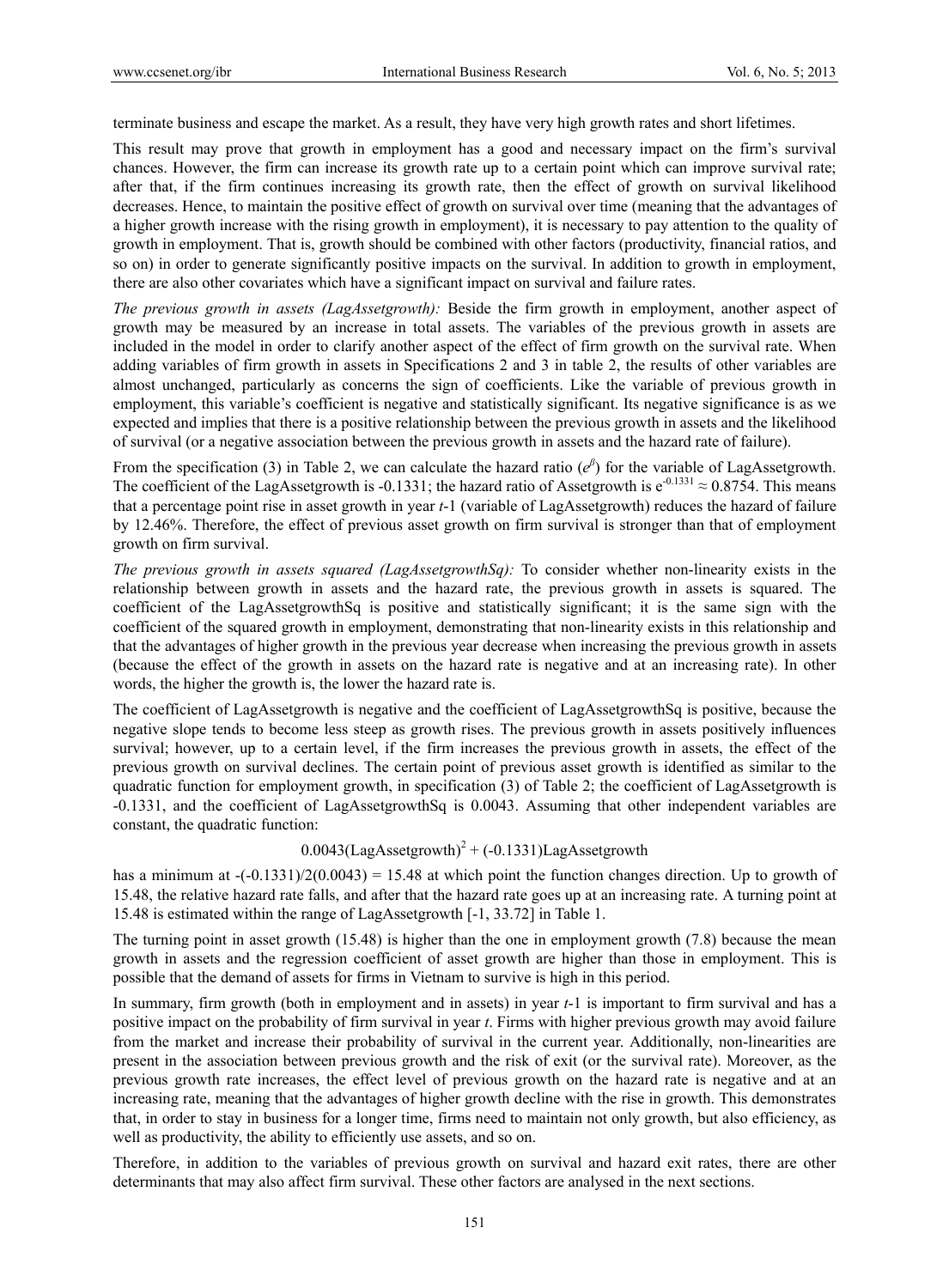terminate business and escape the market. As a result, they have very high growth rates and short lifetimes.

This result may prove that growth in employment has a good and necessary impact on the firm's survival chances. However, the firm can increase its growth rate up to a certain point which can improve survival rate; after that, if the firm continues increasing its growth rate, then the effect of growth on survival likelihood decreases. Hence, to maintain the positive effect of growth on survival over time (meaning that the advantages of a higher growth increase with the rising growth in employment), it is necessary to pay attention to the quality of growth in employment. That is, growth should be combined with other factors (productivity, financial ratios, and so on) in order to generate significantly positive impacts on the survival. In addition to growth in employment, there are also other covariates which have a significant impact on survival and failure rates.

*The previous growth in assets (LagAssetgrowth):* Beside the firm growth in employment, another aspect of growth may be measured by an increase in total assets. The variables of the previous growth in assets are included in the model in order to clarify another aspect of the effect of firm growth on the survival rate. When adding variables of firm growth in assets in Specifications 2 and 3 in table 2, the results of other variables are almost unchanged, particularly as concerns the sign of coefficients. Like the variable of previous growth in employment, this variable's coefficient is negative and statistically significant. Its negative significance is as we expected and implies that there is a positive relationship between the previous growth in assets and the likelihood of survival (or a negative association between the previous growth in assets and the hazard rate of failure).

From the specification (3) in Table 2, we can calculate the hazard ratio ($e^{\beta}$) for the variable of LagAssetgrowth. The coefficient of the LagAssetgrowth is -0.1331; the hazard ratio of Assetgrowth is $e^{-0.1331} \approx 0.8754$. This means that a percentage point rise in asset growth in year *t*-1 (variable of LagAssetgrowth) reduces the hazard of failure by 12.46%. Therefore, the effect of previous asset growth on firm survival is stronger than that of employment growth on firm survival.

*The previous growth in assets squared (LagAssetgrowthSq):* To consider whether non-linearity exists in the relationship between growth in assets and the hazard rate, the previous growth in assets is squared. The coefficient of the LagAssetgrowthSq is positive and statistically significant; it is the same sign with the coefficient of the squared growth in employment, demonstrating that non-linearity exists in this relationship and that the advantages of higher growth in the previous year decrease when increasing the previous growth in assets (because the effect of the growth in assets on the hazard rate is negative and at an increasing rate). In other words, the higher the growth is, the lower the hazard rate is.

The coefficient of LagAssetgrowth is negative and the coefficient of LagAssetgrowthSq is positive, because the negative slope tends to become less steep as growth rises. The previous growth in assets positively influences survival; however, up to a certain level, if the firm increases the previous growth in assets, the effect of the previous growth on survival declines. The certain point of previous asset growth is identified as similar to the quadratic function for employment growth, in specification (3) of Table 2; the coefficient of LagAssetgrowth is -0.1331, and the coefficient of LagAssetgrowthSq is 0.0043. Assuming that other independent variables are constant, the quadratic function:

$$0.0043(\text{LagAssetgrowth})^2 + (-0.1331)\text{LagAssetgrowth}$$

has a minimum at $-(-0.1331)/2(0.0043) = 15.48$ at which point the function changes direction. Up to growth of 15.48, the relative hazard rate falls, and after that the hazard rate goes up at an increasing rate. A turning point at 15.48 is estimated within the range of LagAssetgrowth [-1, 33.72] in Table 1.

The turning point in asset growth (15.48) is higher than the one in employment growth (7.8) because the mean growth in assets and the regression coefficient of asset growth are higher than those in employment. This is possible that the demand of assets for firms in Vietnam to survive is high in this period.

In summary, firm growth (both in employment and in assets) in year *t*-1 is important to firm survival and has a positive impact on the probability of firm survival in year *t*. Firms with higher previous growth may avoid failure from the market and increase their probability of survival in the current year. Additionally, non-linearities are present in the association between previous growth and the risk of exit (or the survival rate). Moreover, as the previous growth rate increases, the effect level of previous growth on the hazard rate is negative and at an increasing rate, meaning that the advantages of higher growth decline with the rise in growth. This demonstrates that, in order to stay in business for a longer time, firms need to maintain not only growth, but also efficiency, as well as productivity, the ability to efficiently use assets, and so on.

Therefore, in addition to the variables of previous growth on survival and hazard exit rates, there are other determinants that may also affect firm survival. These other factors are analysed in the next sections.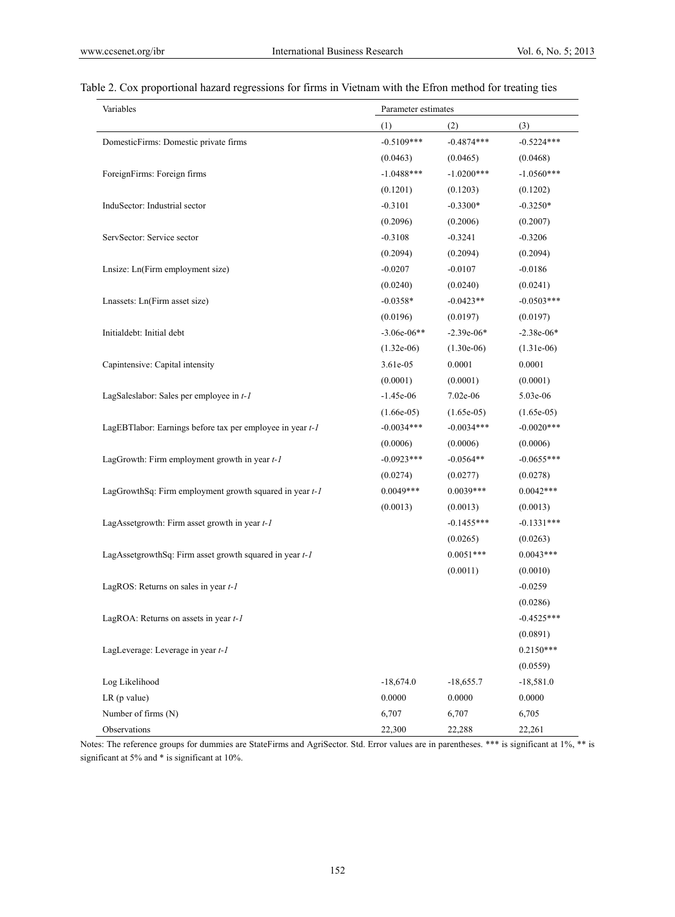Table 2. Cox proportional hazard regressions for firms in Vietnam with the Efron method for treating ties

| Variables | Parameter estimates | | |
|---|---|---|---|
| | (1) | (2) | (3) |
| DomesticFirms: Domestic private firms | -0.5109*** | -0.4874*** | -0.5224*** |
| | (0.0463) | (0.0465) | (0.0468) |
| ForeignFirms: Foreign firms | -1.0488*** | -1.0200*** | -1.0560*** |
| | (0.1201) | (0.1203) | (0.1202) |
| InduSector: Industrial sector | -0.3101 | -0.3300* | -0.3250* |
| | (0.2096) | (0.2006) | (0.2007) |
| ServSector: Service sector | -0.3108 | -0.3241 | -0.3206 |
| | (0.2094) | (0.2094) | (0.2094) |
| Lnsize: Ln(Firm employment size) | -0.0207 | -0.0107 | -0.0186 |
| | (0.0240) | (0.0240) | (0.0241) |
| Lnassets: Ln(Firm asset size) | -0.0358* | -0.0423** | -0.0503*** |
| | (0.0196) | (0.0197) | (0.0197) |
| Initialdebt: Initial debt | -3.06e-06** | -2.39e-06* | -2.38e-06* |
| | (1.32e-06) | (1.30e-06) | (1.31e-06) |
| Capintensive: Capital intensity | 3.61e-05 | 0.0001 | 0.0001 |
| | (0.0001) | (0.0001) | (0.0001) |
| LagSaleslabor: Sales per employee in *t-1* | -1.45e-06 | 7.02e-06 | 5.03e-06 |
| | (1.66e-05) | (1.65e-05) | (1.65e-05) |
| LagEBTlabor: Earnings before tax per employee in year *t-1* | -0.0034*** | -0.0034*** | -0.0020*** |
| | (0.0006) | (0.0006) | (0.0006) |
| LagGrowth: Firm employment growth in year *t-1* | -0.0923*** | -0.0564** | -0.0655*** |
| | (0.0274) | (0.0277) | (0.0278) |
| LagGrowthSq: Firm employment growth squared in year *t-1* | 0.0049*** | 0.0039*** | 0.0042*** |
| | (0.0013) | (0.0013) | (0.0013) |
| LagAssetgrowth: Firm asset growth in year *t-1* | | -0.1455*** | -0.1331*** |
| | | (0.0265) | (0.0263) |
| LagAssetgrowthSq: Firm asset growth squared in year *t-1* | | 0.0051*** | 0.0043*** |
| | | (0.0011) | (0.0010) |
| LagROS: Returns on sales in year *t-1* | | | -0.0259 |
| | | | (0.0286) |
| LagROA: Returns on assets in year *t-1* | | | -0.4525*** |
| | | | (0.0891) |
| LagLeverage: Leverage in year *t-1* | | | 0.2150*** |
| | | | (0.0559) |
| Log Likelihood | -18,674.0 | -18,655.7 | -18,581.0 |
| LR (p value) | 0.0000 | 0.0000 | 0.0000 |
| Number of firms (N) | 6,707 | 6,707 | 6,705 |
| Observations | 22,300 | 22,288 | 22,261 |

Notes: The reference groups for dummies are StateFirms and AgriSector. Std. Error values are in parentheses. *** is significant at 1%, ** is significant at 5% and * is significant at 10%.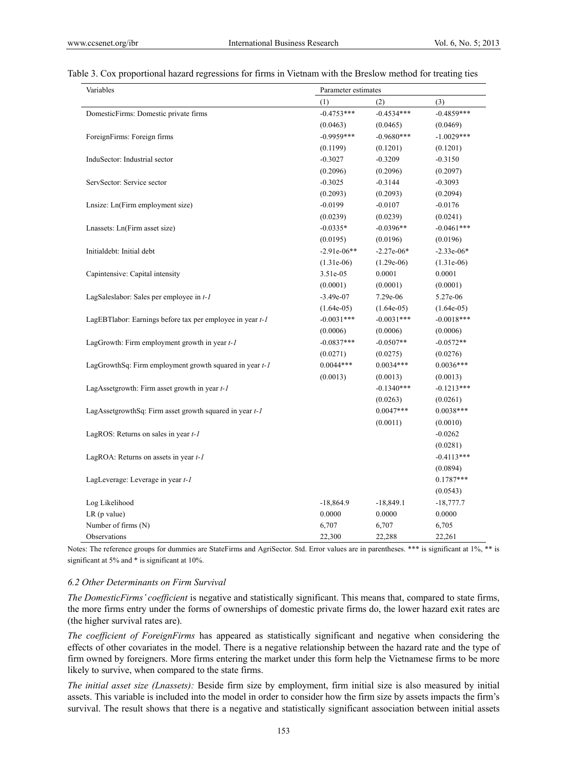Table 3. Cox proportional hazard regressions for firms in Vietnam with the Breslow method for treating ties

| Variables | Parameter estimates | | |
|---|---|---|---|
| | (1) | (2) | (3) |
| DomesticFirms: Domestic private firms | -0.4753*** | -0.4534*** | -0.4859*** |
| | (0.0463) | (0.0465) | (0.0469) |
| ForeignFirms: Foreign firms | -0.9959*** | -0.9680*** | -1.0029*** |
| | (0.1199) | (0.1201) | (0.1201) |
| InduSector: Industrial sector | -0.3027 | -0.3209 | -0.3150 |
| | (0.2096) | (0.2096) | (0.2097) |
| ServSector: Service sector | -0.3025 | -0.3144 | -0.3093 |
| | (0.2093) | (0.2093) | (0.2094) |
| Lnsize: Ln(Firm employment size) | -0.0199 | -0.0107 | -0.0176 |
| | (0.0239) | (0.0239) | (0.0241) |
| Lnassets: Ln(Firm asset size) | -0.0335* | -0.0396** | -0.0461*** |
| | (0.0195) | (0.0196) | (0.0196) |
| Initialdebt: Initial debt | -2.91e-06** | -2.27e-06* | -2.33e-06* |
| | (1.31e-06) | (1.29e-06) | (1.31e-06) |
| Capintensive: Capital intensity | 3.51e-05 | 0.0001 | 0.0001 |
| | (0.0001) | (0.0001) | (0.0001) |
| LagSaleslabor: Sales per employee in *t-1* | -3.49e-07 | 7.29e-06 | 5.27e-06 |
| | (1.64e-05) | (1.64e-05) | (1.64e-05) |
| LagEBTlabor: Earnings before tax per employee in year *t-1* | -0.0031*** | -0.0031*** | -0.0018*** |
| | (0.0006) | (0.0006) | (0.0006) |
| LagGrowth: Firm employment growth in year *t-1* | -0.0837*** | -0.0507** | -0.0572** |
| | (0.0271) | (0.0275) | (0.0276) |
| LagGrowthSq: Firm employment growth squared in year *t-1* | 0.0044*** | 0.0034*** | 0.0036*** |
| | (0.0013) | (0.0013) | (0.0013) |
| LagAssetgrowth: Firm asset growth in year *t-1* | | -0.1340*** | -0.1213*** |
| | | (0.0263) | (0.0261) |
| LagAssetgrowthSq: Firm asset growth squared in year *t-1* | | 0.0047*** | 0.0038*** |
| | | (0.0011) | (0.0010) |
| LagROS: Returns on sales in year *t-1* | | | -0.0262 |
| | | | (0.0281) |
| LagROA: Returns on assets in year *t-1* | | | -0.4113*** |
| | | | (0.0894) |
| LagLeverage: Leverage in year *t-1* | | | 0.1787*** |
| | | | (0.0543) |
| Log Likelihood | -18,864.9 | -18,849.1 | -18,777.7 |
| LR (p value) | 0.0000 | 0.0000 | 0.0000 |
| Number of firms (N) | 6,707 | 6,707 | 6,705 |
| Observations | 22,300 | 22,288 | 22,261 |

Notes: The reference groups for dummies are StateFirms and AgriSector. Std. Error values are in parentheses. *** is significant at 1%, ** is significant at 5% and * is significant at 10%.

### *6.2 Other Determinants on Firm Survival*

*The DomesticFirms' coefficient* is negative and statistically significant. This means that, compared to state firms, the more firms entry under the forms of ownerships of domestic private firms do, the lower hazard exit rates are (the higher survival rates are).

*The coefficient of ForeignFirms* has appeared as statistically significant and negative when considering the effects of other covariates in the model. There is a negative relationship between the hazard rate and the type of firm owned by foreigners. More firms entering the market under this form help the Vietnamese firms to be more likely to survive, when compared to the state firms.

*The initial asset size (Lnassets):* Beside firm size by employment, firm initial size is also measured by initial assets. This variable is included into the model in order to consider how the firm size by assets impacts the firm's survival. The result shows that there is a negative and statistically significant association between initial assets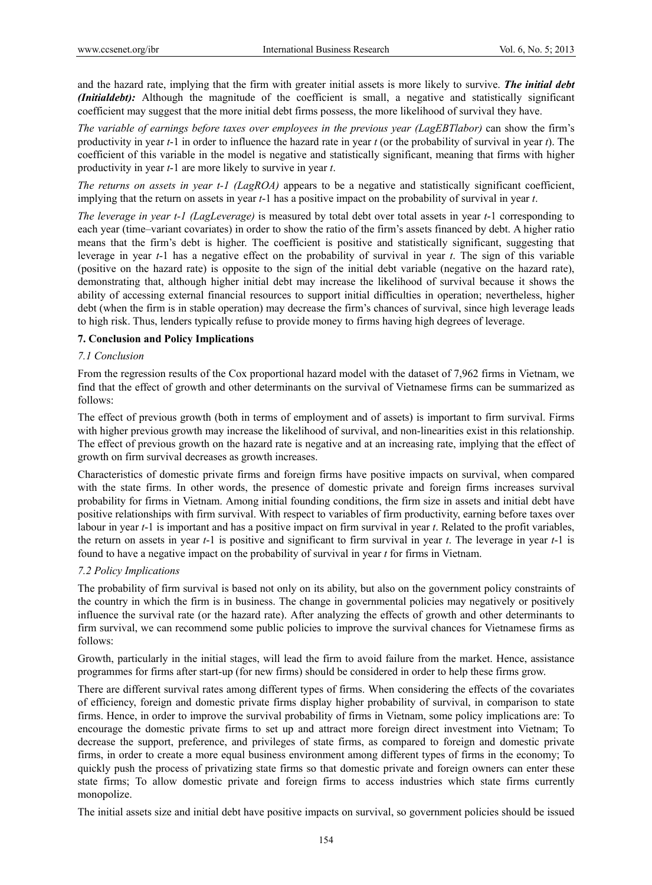and the hazard rate, implying that the firm with greater initial assets is more likely to survive. ***The initial debt (Initialdebt):*** Although the magnitude of the coefficient is small, a negative and statistically significant coefficient may suggest that the more initial debt firms possess, the more likelihood of survival they have.

*The variable of earnings before taxes over employees in the previous year (LagEBTlabor)* can show the firm's productivity in year *t*-1 in order to influence the hazard rate in year *t* (or the probability of survival in year *t*). The coefficient of this variable in the model is negative and statistically significant, meaning that firms with higher productivity in year *t*-1 are more likely to survive in year *t*.

*The returns on assets in year t-1 (LagROA)* appears to be a negative and statistically significant coefficient, implying that the return on assets in year *t*-1 has a positive impact on the probability of survival in year *t*.

*The leverage in year t-1 (LagLeverage)* is measured by total debt over total assets in year *t*-1 corresponding to each year (time–variant covariates) in order to show the ratio of the firm's assets financed by debt. A higher ratio means that the firm's debt is higher. The coefficient is positive and statistically significant, suggesting that leverage in year *t*-1 has a negative effect on the probability of survival in year *t*. The sign of this variable (positive on the hazard rate) is opposite to the sign of the initial debt variable (negative on the hazard rate), demonstrating that, although higher initial debt may increase the likelihood of survival because it shows the ability of accessing external financial resources to support initial difficulties in operation; nevertheless, higher debt (when the firm is in stable operation) may decrease the firm's chances of survival, since high leverage leads to high risk. Thus, lenders typically refuse to provide money to firms having high degrees of leverage.

## 7. Conclusion and Policy Implications

### *7.1 Conclusion*

From the regression results of the Cox proportional hazard model with the dataset of 7,962 firms in Vietnam, we find that the effect of growth and other determinants on the survival of Vietnamese firms can be summarized as follows:

The effect of previous growth (both in terms of employment and of assets) is important to firm survival. Firms with higher previous growth may increase the likelihood of survival, and non-linearities exist in this relationship. The effect of previous growth on the hazard rate is negative and at an increasing rate, implying that the effect of growth on firm survival decreases as growth increases.

Characteristics of domestic private firms and foreign firms have positive impacts on survival, when compared with the state firms. In other words, the presence of domestic private and foreign firms increases survival probability for firms in Vietnam. Among initial founding conditions, the firm size in assets and initial debt have positive relationships with firm survival. With respect to variables of firm productivity, earning before taxes over labour in year *t*-1 is important and has a positive impact on firm survival in year *t*. Related to the profit variables, the return on assets in year *t*-1 is positive and significant to firm survival in year *t*. The leverage in year *t*-1 is found to have a negative impact on the probability of survival in year *t* for firms in Vietnam.

### *7.2 Policy Implications*

The probability of firm survival is based not only on its ability, but also on the government policy constraints of the country in which the firm is in business. The change in governmental policies may negatively or positively influence the survival rate (or the hazard rate). After analyzing the effects of growth and other determinants to firm survival, we can recommend some public policies to improve the survival chances for Vietnamese firms as follows:

Growth, particularly in the initial stages, will lead the firm to avoid failure from the market. Hence, assistance programmes for firms after start-up (for new firms) should be considered in order to help these firms grow.

There are different survival rates among different types of firms. When considering the effects of the covariates of efficiency, foreign and domestic private firms display higher probability of survival, in comparison to state firms. Hence, in order to improve the survival probability of firms in Vietnam, some policy implications are: To encourage the domestic private firms to set up and attract more foreign direct investment into Vietnam; To decrease the support, preference, and privileges of state firms, as compared to foreign and domestic private firms, in order to create a more equal business environment among different types of firms in the economy; To quickly push the process of privatizing state firms so that domestic private and foreign owners can enter these state firms; To allow domestic private and foreign firms to access industries which state firms currently monopolize.

The initial assets size and initial debt have positive impacts on survival, so government policies should be issued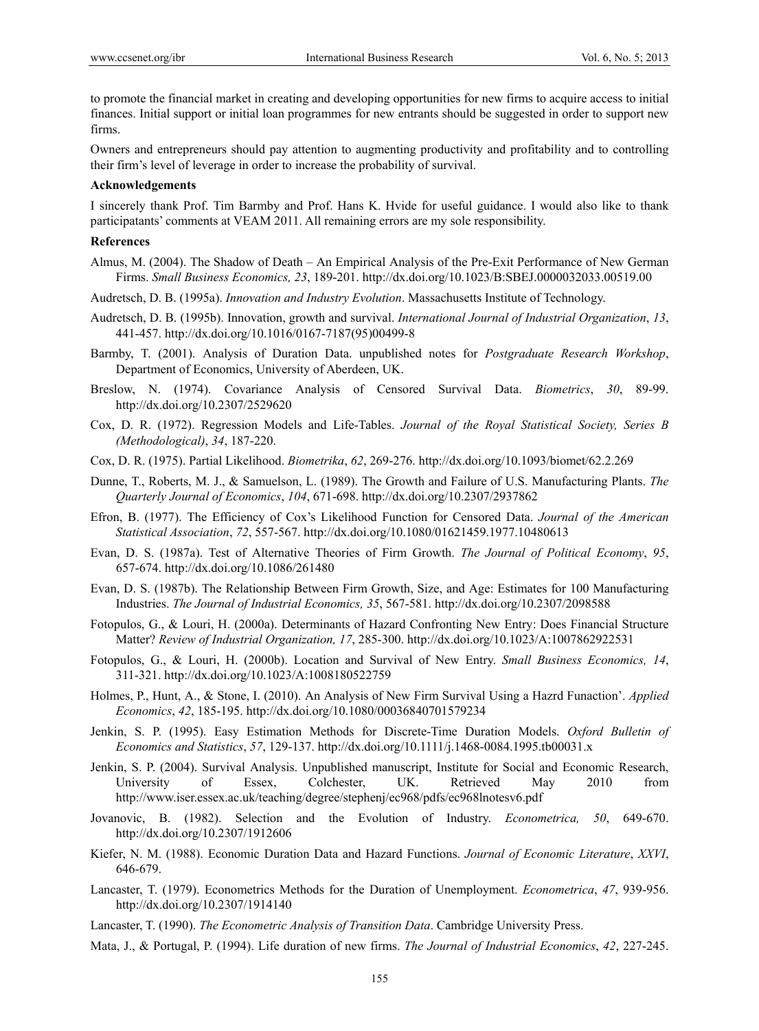to promote the financial market in creating and developing opportunities for new firms to acquire access to initial finances. Initial support or initial loan programmes for new entrants should be suggested in order to support new firms.

Owners and entrepreneurs should pay attention to augmenting productivity and profitability and to controlling their firm's level of leverage in order to increase the probability of survival.

**Acknowledgements**

I sincerely thank Prof. Tim Barmby and Prof. Hans K. Hvide for useful guidance. I would also like to thank participatants' comments at VEAM 2011. All remaining errors are my sole responsibility.

**References**

Almus, M. (2004). The Shadow of Death – An Empirical Analysis of the Pre-Exit Performance of New German Firms. *Small Business Economics, 23*, 189-201. http://dx.doi.org/10.1023/B:SBEJ.0000032033.00519.00

Audretsch, D. B. (1995a). *Innovation and Industry Evolution*. Massachusetts Institute of Technology.

Audretsch, D. B. (1995b). Innovation, growth and survival. *International Journal of Industrial Organization*, *13*, 441-457. http://dx.doi.org/10.1016/0167-7187(95)00499-8

Barmby, T. (2001). Analysis of Duration Data. unpublished notes for *Postgraduate Research Workshop*, Department of Economics, University of Aberdeen, UK.

Breslow, N. (1974). Covariance Analysis of Censored Survival Data. *Biometrics*, *30*, 89-99. http://dx.doi.org/10.2307/2529620

Cox, D. R. (1972). Regression Models and Life-Tables. *Journal of the Royal Statistical Society, Series B (Methodological)*, *34*, 187-220.

Cox, D. R. (1975). Partial Likelihood. *Biometrika*, *62*, 269-276. http://dx.doi.org/10.1093/biomet/62.2.269

Dunne, T., Roberts, M. J., & Samuelson, L. (1989). The Growth and Failure of U.S. Manufacturing Plants. *The Quarterly Journal of Economics*, *104*, 671-698. http://dx.doi.org/10.2307/2937862

Efron, B. (1977). The Efficiency of Cox's Likelihood Function for Censored Data. *Journal of the American Statistical Association*, *72*, 557-567. http://dx.doi.org/10.1080/01621459.1977.10480613

Evan, D. S. (1987a). Test of Alternative Theories of Firm Growth. *The Journal of Political Economy*, *95*, 657-674. http://dx.doi.org/10.1086/261480

Evan, D. S. (1987b). The Relationship Between Firm Growth, Size, and Age: Estimates for 100 Manufacturing Industries. *The Journal of Industrial Economics, 35*, 567-581. http://dx.doi.org/10.2307/2098588

Fotopulos, G., & Louri, H. (2000a). Determinants of Hazard Confronting New Entry: Does Financial Structure Matter? *Review of Industrial Organization, 17*, 285-300. http://dx.doi.org/10.1023/A:1007862922531

Fotopulos, G., & Louri, H. (2000b). Location and Survival of New Entry. *Small Business Economics, 14*, 311-321. http://dx.doi.org/10.1023/A:1008180522759

Holmes, P., Hunt, A., & Stone, I. (2010). An Analysis of New Firm Survival Using a Hazrd Funaction'. *Applied Economics*, *42*, 185-195. http://dx.doi.org/10.1080/00036840701579234

Jenkin, S. P. (1995). Easy Estimation Methods for Discrete-Time Duration Models. *Oxford Bulletin of Economics and Statistics*, *57*, 129-137. http://dx.doi.org/10.1111/j.1468-0084.1995.tb00031.x

Jenkin, S. P. (2004). Survival Analysis. Unpublished manuscript, Institute for Social and Economic Research, University of Essex, Colchester, UK. Retrieved May 2010 from http://www.iser.essex.ac.uk/teaching/degree/stephenj/ec968/pdfs/ec968lnotesv6.pdf

Jovanovic, B. (1982). Selection and the Evolution of Industry. *Econometrica, 50*, 649-670. http://dx.doi.org/10.2307/1912606

Kiefer, N. M. (1988). Economic Duration Data and Hazard Functions. *Journal of Economic Literature*, *XXVI*, 646-679.

Lancaster, T. (1979). Econometrics Methods for the Duration of Unemployment. *Econometrica*, *47*, 939-956. http://dx.doi.org/10.2307/1914140

Lancaster, T. (1990). *The Econometric Analysis of Transition Data*. Cambridge University Press.

Mata, J., & Portugal, P. (1994). Life duration of new firms. *The Journal of Industrial Economics*, *42*, 227-245.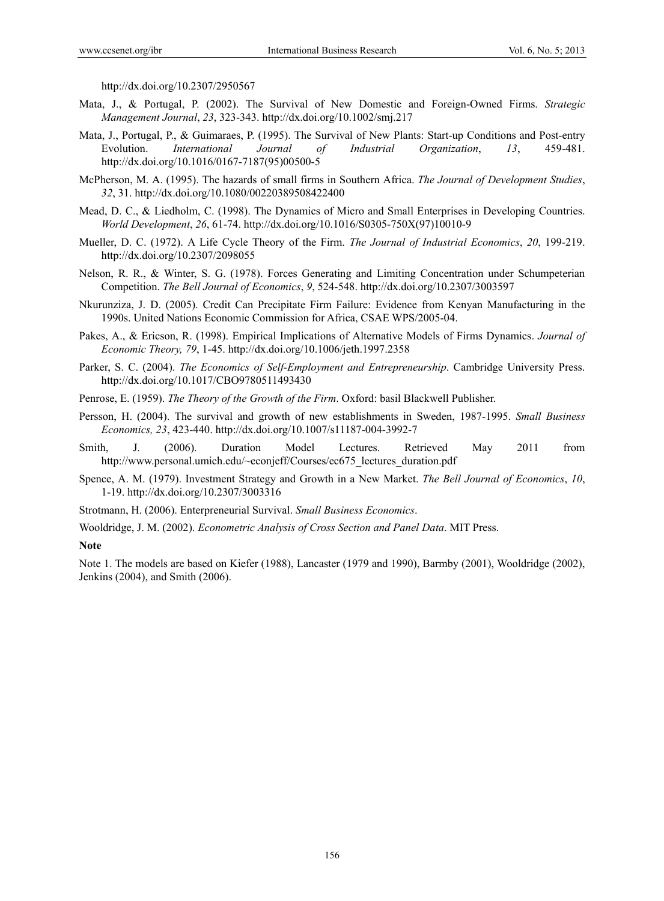http://dx.doi.org/10.2307/2950567

Mata, J., & Portugal, P. (2002). The Survival of New Domestic and Foreign-Owned Firms. *Strategic Management Journal*, *23*, 323-343. http://dx.doi.org/10.1002/smj.217

Mata, J., Portugal, P., & Guimaraes, P. (1995). The Survival of New Plants: Start-up Conditions and Post-entry Evolution. *International Journal of Industrial Organization*, *13*, 459-481. http://dx.doi.org/10.1016/0167-7187(95)00500-5

McPherson, M. A. (1995). The hazards of small firms in Southern Africa. *The Journal of Development Studies*, *32*, 31. http://dx.doi.org/10.1080/00220389508422400

Mead, D. C., & Liedholm, C. (1998). The Dynamics of Micro and Small Enterprises in Developing Countries. *World Development*, *26*, 61-74. http://dx.doi.org/10.1016/S0305-750X(97)10010-9

Mueller, D. C. (1972). A Life Cycle Theory of the Firm. *The Journal of Industrial Economics*, *20*, 199-219. http://dx.doi.org/10.2307/2098055

Nelson, R. R., & Winter, S. G. (1978). Forces Generating and Limiting Concentration under Schumpeterian Competition. *The Bell Journal of Economics*, *9*, 524-548. http://dx.doi.org/10.2307/3003597

Nkurunziza, J. D. (2005). Credit Can Precipitate Firm Failure: Evidence from Kenyan Manufacturing in the 1990s. United Nations Economic Commission for Africa, CSAE WPS/2005-04.

Pakes, A., & Ericson, R. (1998). Empirical Implications of Alternative Models of Firms Dynamics. *Journal of Economic Theory, 79*, 1-45. http://dx.doi.org/10.1006/jeth.1997.2358

Parker, S. C. (2004). *The Economics of Self-Employment and Entrepreneurship*. Cambridge University Press. http://dx.doi.org/10.1017/CBO9780511493430

Penrose, E. (1959). *The Theory of the Growth of the Firm*. Oxford: basil Blackwell Publisher.

Persson, H. (2004). The survival and growth of new establishments in Sweden, 1987-1995. *Small Business Economics, 23*, 423-440. http://dx.doi.org/10.1007/s11187-004-3992-7

Smith, J. (2006). Duration Model Lectures. Retrieved May 2011 from http://www.personal.umich.edu/~econjeff/Courses/ec675_lectures_duration.pdf

Spence, A. M. (1979). Investment Strategy and Growth in a New Market. *The Bell Journal of Economics*, *10*, 1-19. http://dx.doi.org/10.2307/3003316

Strotmann, H. (2006). Enterpreneurial Survival. *Small Business Economics*.

Wooldridge, J. M. (2002). *Econometric Analysis of Cross Section and Panel Data*. MIT Press.

**Note**

Note 1. The models are based on Kiefer (1988), Lancaster (1979 and 1990), Barmby (2001), Wooldridge (2002), Jenkins (2004), and Smith (2006).